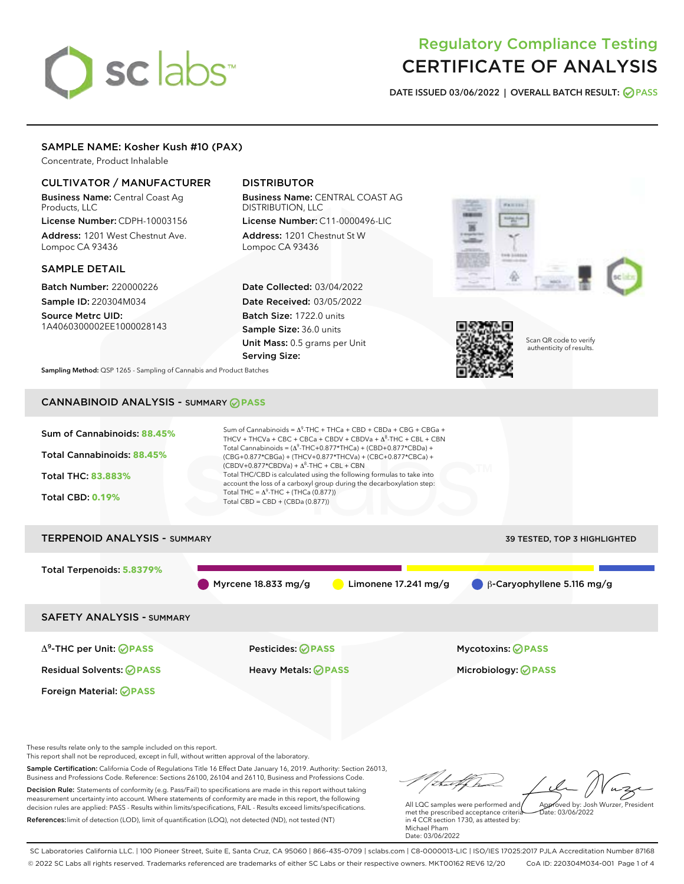# Regulatory Compliance Testing
# CERTIFICATE OF ANALYSIS

**DATE ISSUED 03/06/2022 | OVERALL BATCH RESULT: PASS**

## SAMPLE NAME: Kosher Kush #10 (PAX)

Concentrate, Product Inhalable

### CULTIVATOR / MANUFACTURER

**Business Name:** Central Coast Ag Products, LLC

**License Number:** CDPH-10003156

**Address:** 1201 West Chestnut Ave. Lompoc CA 93436

### DISTRIBUTOR

**Business Name:** CENTRAL COAST AG DISTRIBUTION, LLC

**License Number:** C11-0000496-LIC

**Address:** 1201 Chestnut St W Lompoc CA 93436

### SAMPLE DETAIL

**Batch Number:** 220000226

**Sample ID:** 220304M034

**Source Metrc UID:** 1A4060300002EE1000028143

**Date Collected:** 03/04/2022

**Date Received:** 03/05/2022

**Batch Size:** 1722.0 units

**Sample Size:** 36.0 units

**Unit Mass:** 0.5 grams per Unit

**Serving Size:**

**Sampling Method:** QSP 1265 - Sampling of Cannabis and Product Batches

Scan QR code to verify authenticity of results.

## CANNABINOID ANALYSIS - SUMMARY PASS

**Sum of Cannabinoids: 88.45%**

**Total Cannabinoids: 88.45%**

**Total THC: 83.883%**

**Total CBD: 0.19%**

Sum of Cannabinoids = $\Delta^9$-THC + THCa + CBD + CBDa + CBG + CBGa + THCV + THCVa + CBC + CBCa + CBDV + CBDVa + $\Delta^8$-THC + CBL + CBN

Total Cannabinoids = ($\Delta^9$-THC+0.877*THCa) + (CBD+0.877*CBDa) + (CBG+0.877*CBGa) + (THCV+0.877*THCVa) + (CBC+0.877*CBCa) + (CBDV+0.877*CBDVa) + $\Delta^8$-THC + CBL + CBN

Total THC/CBD is calculated using the following formulas to take into account the loss of a carboxyl group during the decarboxylation step:

Total THC = $\Delta^9$-THC + (THCa (0.877))

Total CBD = CBD + (CBDa (0.877))

## TERPENOID ANALYSIS - SUMMARY

39 TESTED, TOP 3 HIGHLIGHTED

**Total Terpenoids: 5.8379%**

Myrcene 18.833 mg/g | Limonene 17.241 mg/g | β-Caryophyllene 5.116 mg/g

## SAFETY ANALYSIS - SUMMARY

| | | |
|---|---|---|
| $\Delta^9$-THC per Unit: PASS | Pesticides: PASS | Mycotoxins: PASS |
| Residual Solvents: PASS | Heavy Metals: PASS | Microbiology: PASS |
| Foreign Material: PASS | | |

These results relate only to the sample included on this report.
This report shall not be reproduced, except in full, without written approval of the laboratory.

**Sample Certification:** California Code of Regulations Title 16 Effect Date January 16, 2019. Authority: Section 26013, Business and Professions Code. Reference: Sections 26100, 26104 and 26110, Business and Professions Code.

**Decision Rule:** Statements of conformity (e.g. Pass/Fail) to specifications are made in this report without taking measurement uncertainty into account. Where statements of conformity are made in this report, the following decision rules are applied: PASS - Results within limits/specifications, FAIL - Results exceed limits/specifications.

**References:** limit of detection (LOD), limit of quantification (LOQ), not detected (ND), not tested (NT)

All LQC samples were performed and met the prescribed acceptance criteria in 4 CCR section 1730, as attested by: Michael Pham
Date: 03/06/2022

Approved by: Josh Wurzer, President
Date: 03/06/2022

SC Laboratories California LLC. | 100 Pioneer Street, Suite E, Santa Cruz, CA 95060 | 866-435-0709 | sclabs.com | C8-0000013-LIC | ISO/IES 17025:2017 PJLA Accreditation Number 87168
© 2022 SC Labs all rights reserved. Trademarks referenced are trademarks of either SC Labs or their respective owners. MKT00162 REV6 12/20 CoA ID: 220304M034-001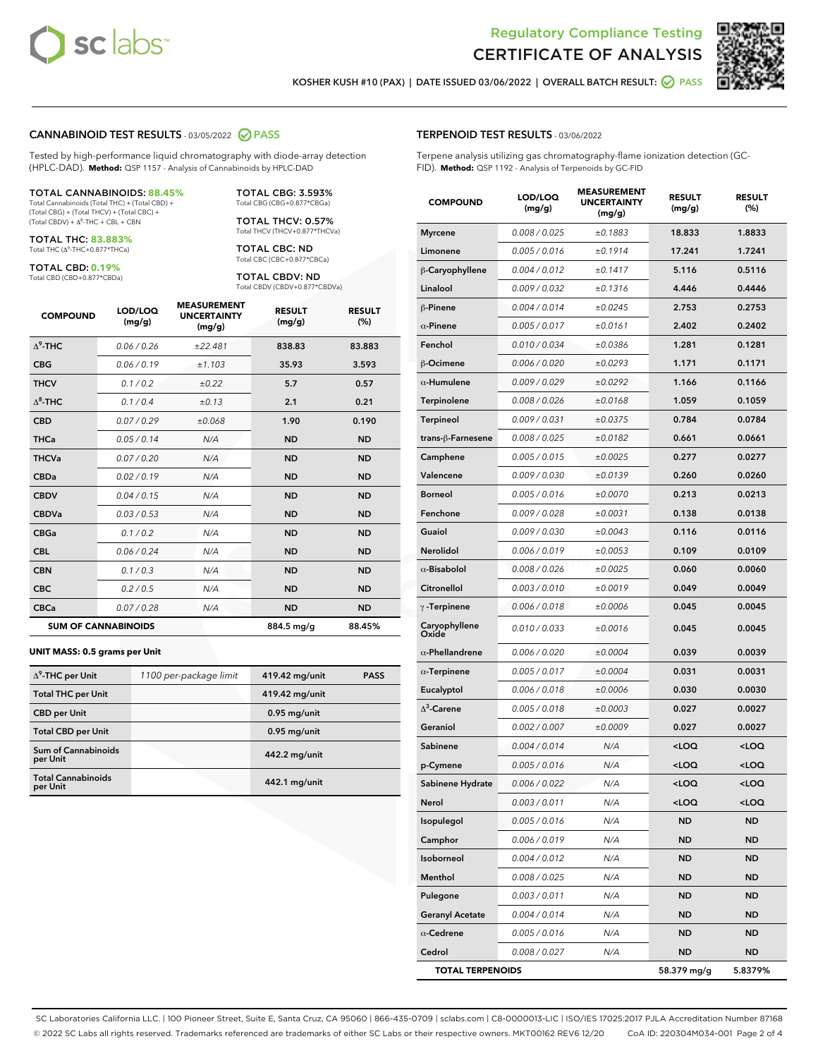Regulatory Compliance Testing
# CERTIFICATE OF ANALYSIS

KOSHER KUSH #10 (PAX) | DATE ISSUED 03/06/2022 | OVERALL BATCH RESULT: PASS

## CANNABINOID TEST RESULTS - 03/05/2022 PASS

Tested by high-performance liquid chromatography with diode-array detection (HPLC-DAD). **Method:** QSP 1157 - Analysis of Cannabinoids by HPLC-DAD

**TOTAL CANNABINOIDS: 88.45%**
Total Cannabinoids (Total THC) + (Total CBD) + (Total CBG) + (Total THCV) + (Total CBC) + (Total CBDV) + $\Delta^8$-THC + CBL + CBN

**TOTAL THC: 83.883%**
Total THC ($\Delta^9$-THC+0.877*THCa)

**TOTAL CBD: 0.19%**
Total CBD (CBD+0.877*CBDa)

**TOTAL CBG: 3.593%**
Total CBG (CBG+0.877*CBGa)

**TOTAL THCV: 0.57%**
Total THCV (THCV+0.877*THCVa)

**TOTAL CBC: ND**
Total CBC (CBC+0.877*CBCa)

**TOTAL CBDV: ND**
Total CBDV (CBDV+0.877*CBDVa)

| COMPOUND | LOD/LOQ (mg/g) | MEASUREMENT UNCERTAINTY (mg/g) | RESULT (mg/g) | RESULT (%) |
|---|---|---|---|---|
| $\Delta^9$-THC | 0.06 / 0.26 | ±22.481 | 838.83 | 83.883 |
| CBG | 0.06 / 0.19 | ±1.103 | 35.93 | 3.593 |
| THCV | 0.1 / 0.2 | ±0.22 | 5.7 | 0.57 |
| $\Delta^8$-THC | 0.1 / 0.4 | ±0.13 | 2.1 | 0.21 |
| CBD | 0.07 / 0.29 | ±0.068 | 1.90 | 0.190 |
| THCa | 0.05 / 0.14 | N/A | ND | ND |
| THCVa | 0.07 / 0.20 | N/A | ND | ND |
| CBDa | 0.02 / 0.19 | N/A | ND | ND |
| CBDV | 0.04 / 0.15 | N/A | ND | ND |
| CBDVa | 0.03 / 0.53 | N/A | ND | ND |
| CBGa | 0.1 / 0.2 | N/A | ND | ND |
| CBL | 0.06 / 0.24 | N/A | ND | ND |
| CBN | 0.1 / 0.3 | N/A | ND | ND |
| CBC | 0.2 / 0.5 | N/A | ND | ND |
| CBCa | 0.07 / 0.28 | N/A | ND | ND |
| **SUM OF CANNABINOIDS** | | | 884.5 mg/g | 88.45% |

**UNIT MASS: 0.5 grams per Unit**

| | | | |
|---|---|---|---|
| $\Delta^9$-THC per Unit | 1100 per-package limit | 419.42 mg/unit | PASS |
| Total THC per Unit | | 419.42 mg/unit | |
| CBD per Unit | | 0.95 mg/unit | |
| Total CBD per Unit | | 0.95 mg/unit | |
| Sum of Cannabinoids per Unit | | 442.2 mg/unit | |
| Total Cannabinoids per Unit | | 442.1 mg/unit | |

## TERPENOID TEST RESULTS - 03/06/2022

Terpene analysis utilizing gas chromatography-flame ionization detection (GC-FID). **Method:** QSP 1192 - Analysis of Terpenoids by GC-FID

| COMPOUND | LOD/LOQ (mg/g) | MEASUREMENT UNCERTAINTY (mg/g) | RESULT (mg/g) | RESULT (%) |
|---|---|---|---|---|
| Myrcene | 0.008 / 0.025 | ±0.1883 | 18.833 | 1.8833 |
| Limonene | 0.005 / 0.016 | ±0.1914 | 17.241 | 1.7241 |
| β-Caryophyllene | 0.004 / 0.012 | ±0.1417 | 5.116 | 0.5116 |
| Linalool | 0.009 / 0.032 | ±0.1316 | 4.446 | 0.4446 |
| β-Pinene | 0.004 / 0.014 | ±0.0245 | 2.753 | 0.2753 |
| α-Pinene | 0.005 / 0.017 | ±0.0161 | 2.402 | 0.2402 |
| Fenchol | 0.010 / 0.034 | ±0.0386 | 1.281 | 0.1281 |
| β-Ocimene | 0.006 / 0.020 | ±0.0293 | 1.171 | 0.1171 |
| α-Humulene | 0.009 / 0.029 | ±0.0292 | 1.166 | 0.1166 |
| Terpinolene | 0.008 / 0.026 | ±0.0168 | 1.059 | 0.1059 |
| Terpineol | 0.009 / 0.031 | ±0.0375 | 0.784 | 0.0784 |
| trans-β-Farnesene | 0.008 / 0.025 | ±0.0182 | 0.661 | 0.0661 |
| Camphene | 0.005 / 0.015 | ±0.0025 | 0.277 | 0.0277 |
| Valencene | 0.009 / 0.030 | ±0.0139 | 0.260 | 0.0260 |
| Borneol | 0.005 / 0.016 | ±0.0070 | 0.213 | 0.0213 |
| Fenchone | 0.009 / 0.028 | ±0.0031 | 0.138 | 0.0138 |
| Guaiol | 0.009 / 0.030 | ±0.0043 | 0.116 | 0.0116 |
| Nerolidol | 0.006 / 0.019 | ±0.0053 | 0.109 | 0.0109 |
| α-Bisabolol | 0.008 / 0.026 | ±0.0025 | 0.060 | 0.0060 |
| Citronellol | 0.003 / 0.010 | ±0.0019 | 0.049 | 0.0049 |
| γ-Terpinene | 0.006 / 0.018 | ±0.0006 | 0.045 | 0.0045 |
| Caryophyllene Oxide | 0.010 / 0.033 | ±0.0016 | 0.045 | 0.0045 |
| α-Phellandrene | 0.006 / 0.020 | ±0.0004 | 0.039 | 0.0039 |
| α-Terpinene | 0.005 / 0.017 | ±0.0004 | 0.031 | 0.0031 |
| Eucalyptol | 0.006 / 0.018 | ±0.0006 | 0.030 | 0.0030 |
| $\Delta^3$-Carene | 0.005 / 0.018 | ±0.0003 | 0.027 | 0.0027 |
| Geraniol | 0.002 / 0.007 | ±0.0009 | 0.027 | 0.0027 |
| Sabinene | 0.004 / 0.014 | N/A | <LOQ | <LOQ |
| p-Cymene | 0.005 / 0.016 | N/A | <LOQ | <LOQ |
| Sabinene Hydrate | 0.006 / 0.022 | N/A | <LOQ | <LOQ |
| Nerol | 0.003 / 0.011 | N/A | <LOQ | <LOQ |
| Isopulegol | 0.005 / 0.016 | N/A | ND | ND |
| Camphor | 0.006 / 0.019 | N/A | ND | ND |
| Isoborneol | 0.004 / 0.012 | N/A | ND | ND |
| Menthol | 0.008 / 0.025 | N/A | ND | ND |
| Pulegone | 0.003 / 0.011 | N/A | ND | ND |
| Geranyl Acetate | 0.004 / 0.014 | N/A | ND | ND |
| α-Cedrene | 0.005 / 0.016 | N/A | ND | ND |
| Cedrol | 0.008 / 0.027 | N/A | ND | ND |
| **TOTAL TERPENOIDS** | | | 58.379 mg/g | 5.8379% |

SC Laboratories California LLC. | 100 Pioneer Street, Suite E, Santa Cruz, CA 95060 | 866-435-0709 | sclabs.com | C8-0000013-LIC | ISO/IES 17025:2017 PJLA Accreditation Number 87168
© 2022 SC Labs all rights reserved. Trademarks referenced are trademarks of either SC Labs or their respective owners. MKT00162 REV6 12/20 CoA ID: 220304M034-001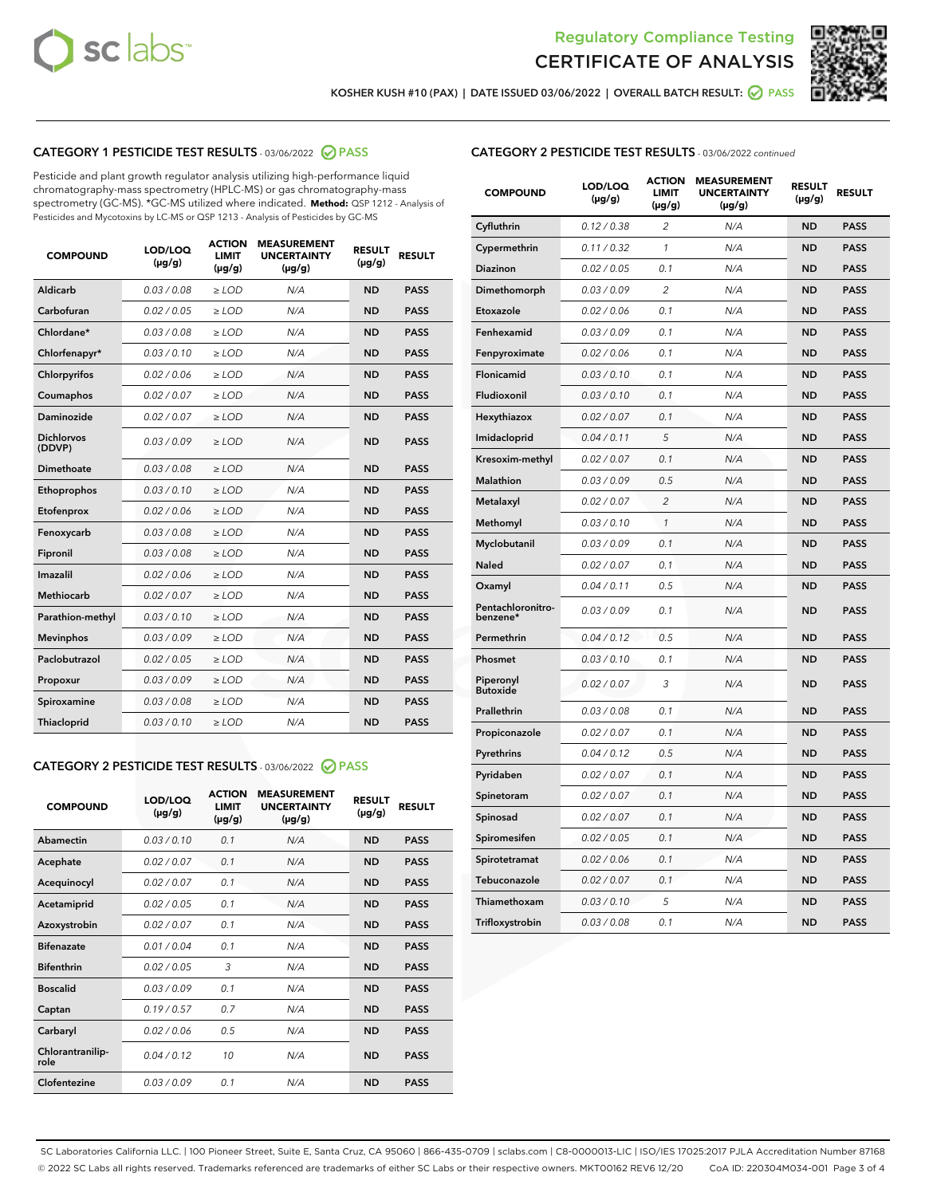Regulatory Compliance Testing
# CERTIFICATE OF ANALYSIS

KOSHER KUSH #10 (PAX) | DATE ISSUED 03/06/2022 | OVERALL BATCH RESULT: PASS

## CATEGORY 1 PESTICIDE TEST RESULTS - 03/06/2022 PASS

Pesticide and plant growth regulator analysis utilizing high-performance liquid chromatography-mass spectrometry (HPLC-MS) or gas chromatography-mass spectrometry (GC-MS). *GC-MS utilized where indicated. **Method:** QSP 1212 - Analysis of Pesticides and Mycotoxins by LC-MS or QSP 1213 - Analysis of Pesticides by GC-MS

| COMPOUND | LOD/LOQ (µg/g) | ACTION LIMIT (µg/g) | MEASUREMENT UNCERTAINTY (µg/g) | RESULT (µg/g) | RESULT |
|---|---|---|---|---|---|
| Aldicarb | 0.03 / 0.08 | ≥ LOD | N/A | ND | PASS |
| Carbofuran | 0.02 / 0.05 | ≥ LOD | N/A | ND | PASS |
| Chlordane* | 0.03 / 0.08 | ≥ LOD | N/A | ND | PASS |
| Chlorfenapyr* | 0.03 / 0.10 | ≥ LOD | N/A | ND | PASS |
| Chlorpyrifos | 0.02 / 0.06 | ≥ LOD | N/A | ND | PASS |
| Coumaphos | 0.02 / 0.07 | ≥ LOD | N/A | ND | PASS |
| Daminozide | 0.02 / 0.07 | ≥ LOD | N/A | ND | PASS |
| Dichlorvos (DDVP) | 0.03 / 0.09 | ≥ LOD | N/A | ND | PASS |
| Dimethoate | 0.03 / 0.08 | ≥ LOD | N/A | ND | PASS |
| Ethoprophos | 0.03 / 0.10 | ≥ LOD | N/A | ND | PASS |
| Etofenprox | 0.02 / 0.06 | ≥ LOD | N/A | ND | PASS |
| Fenoxycarb | 0.03 / 0.08 | ≥ LOD | N/A | ND | PASS |
| Fipronil | 0.03 / 0.08 | ≥ LOD | N/A | ND | PASS |
| Imazalil | 0.02 / 0.06 | ≥ LOD | N/A | ND | PASS |
| Methiocarb | 0.02 / 0.07 | ≥ LOD | N/A | ND | PASS |
| Parathion-methyl | 0.03 / 0.10 | ≥ LOD | N/A | ND | PASS |
| Mevinphos | 0.03 / 0.09 | ≥ LOD | N/A | ND | PASS |
| Paclobutrazol | 0.02 / 0.05 | ≥ LOD | N/A | ND | PASS |
| Propoxur | 0.03 / 0.09 | ≥ LOD | N/A | ND | PASS |
| Spiroxamine | 0.03 / 0.08 | ≥ LOD | N/A | ND | PASS |
| Thiacloprid | 0.03 / 0.10 | ≥ LOD | N/A | ND | PASS |

## CATEGORY 2 PESTICIDE TEST RESULTS - 03/06/2022 PASS

| COMPOUND | LOD/LOQ (µg/g) | ACTION LIMIT (µg/g) | MEASUREMENT UNCERTAINTY (µg/g) | RESULT (µg/g) | RESULT |
|---|---|---|---|---|---|
| Abamectin | 0.03 / 0.10 | 0.1 | N/A | ND | PASS |
| Acephate | 0.02 / 0.07 | 0.1 | N/A | ND | PASS |
| Acequinocyl | 0.02 / 0.07 | 0.1 | N/A | ND | PASS |
| Acetamiprid | 0.02 / 0.05 | 0.1 | N/A | ND | PASS |
| Azoxystrobin | 0.02 / 0.07 | 0.1 | N/A | ND | PASS |
| Bifenazate | 0.01 / 0.04 | 0.1 | N/A | ND | PASS |
| Bifenthrin | 0.02 / 0.05 | 3 | N/A | ND | PASS |
| Boscalid | 0.03 / 0.09 | 0.1 | N/A | ND | PASS |
| Captan | 0.19 / 0.57 | 0.7 | N/A | ND | PASS |
| Carbaryl | 0.02 / 0.06 | 0.5 | N/A | ND | PASS |
| Chlorantraniliprole | 0.04 / 0.12 | 10 | N/A | ND | PASS |
| Clofentezine | 0.03 / 0.09 | 0.1 | N/A | ND | PASS |
| Cyfluthrin | 0.12 / 0.38 | 2 | N/A | ND | PASS |
| Cypermethrin | 0.11 / 0.32 | 1 | N/A | ND | PASS |
| Diazinon | 0.02 / 0.05 | 0.1 | N/A | ND | PASS |
| Dimethomorph | 0.03 / 0.09 | 2 | N/A | ND | PASS |
| Etoxazole | 0.02 / 0.06 | 0.1 | N/A | ND | PASS |
| Fenhexamid | 0.03 / 0.09 | 0.1 | N/A | ND | PASS |
| Fenpyroximate | 0.02 / 0.06 | 0.1 | N/A | ND | PASS |
| Flonicamid | 0.03 / 0.10 | 0.1 | N/A | ND | PASS |
| Fludioxonil | 0.03 / 0.10 | 0.1 | N/A | ND | PASS |
| Hexythiazox | 0.02 / 0.07 | 0.1 | N/A | ND | PASS |
| Imidacloprid | 0.04 / 0.11 | 5 | N/A | ND | PASS |
| Kresoxim-methyl | 0.02 / 0.07 | 0.1 | N/A | ND | PASS |
| Malathion | 0.03 / 0.09 | 0.5 | N/A | ND | PASS |
| Metalaxyl | 0.02 / 0.07 | 2 | N/A | ND | PASS |
| Methomyl | 0.03 / 0.10 | 1 | N/A | ND | PASS |
| Myclobutanil | 0.03 / 0.09 | 0.1 | N/A | ND | PASS |
| Naled | 0.02 / 0.07 | 0.1 | N/A | ND | PASS |
| Oxamyl | 0.04 / 0.11 | 0.5 | N/A | ND | PASS |
| Pentachloronitrobenzene* | 0.03 / 0.09 | 0.1 | N/A | ND | PASS |
| Permethrin | 0.04 / 0.12 | 0.5 | N/A | ND | PASS |
| Phosmet | 0.03 / 0.10 | 0.1 | N/A | ND | PASS |
| Piperonyl Butoxide | 0.02 / 0.07 | 3 | N/A | ND | PASS |
| Prallethrin | 0.03 / 0.08 | 0.1 | N/A | ND | PASS |
| Propiconazole | 0.02 / 0.07 | 0.1 | N/A | ND | PASS |
| Pyrethrins | 0.04 / 0.12 | 0.5 | N/A | ND | PASS |
| Pyridaben | 0.02 / 0.07 | 0.1 | N/A | ND | PASS |
| Spinetoram | 0.02 / 0.07 | 0.1 | N/A | ND | PASS |
| Spinosad | 0.02 / 0.07 | 0.1 | N/A | ND | PASS |
| Spiromesifen | 0.02 / 0.05 | 0.1 | N/A | ND | PASS |
| Spirotetramat | 0.02 / 0.06 | 0.1 | N/A | ND | PASS |
| Tebuconazole | 0.02 / 0.07 | 0.1 | N/A | ND | PASS |
| Thiamethoxam | 0.03 / 0.10 | 5 | N/A | ND | PASS |
| Trifloxystrobin | 0.03 / 0.08 | 0.1 | N/A | ND | PASS |

SC Laboratories California LLC. | 100 Pioneer Street, Suite E, Santa Cruz, CA 95060 | 866-435-0709 | sclabs.com | C8-0000013-LIC | ISO/IES 17025:2017 PJLA Accreditation Number 87168
© 2022 SC Labs all rights reserved. Trademarks referenced are trademarks of either SC Labs or their respective owners. MKT00162 REV6 12/20 CoA ID: 220304M034-001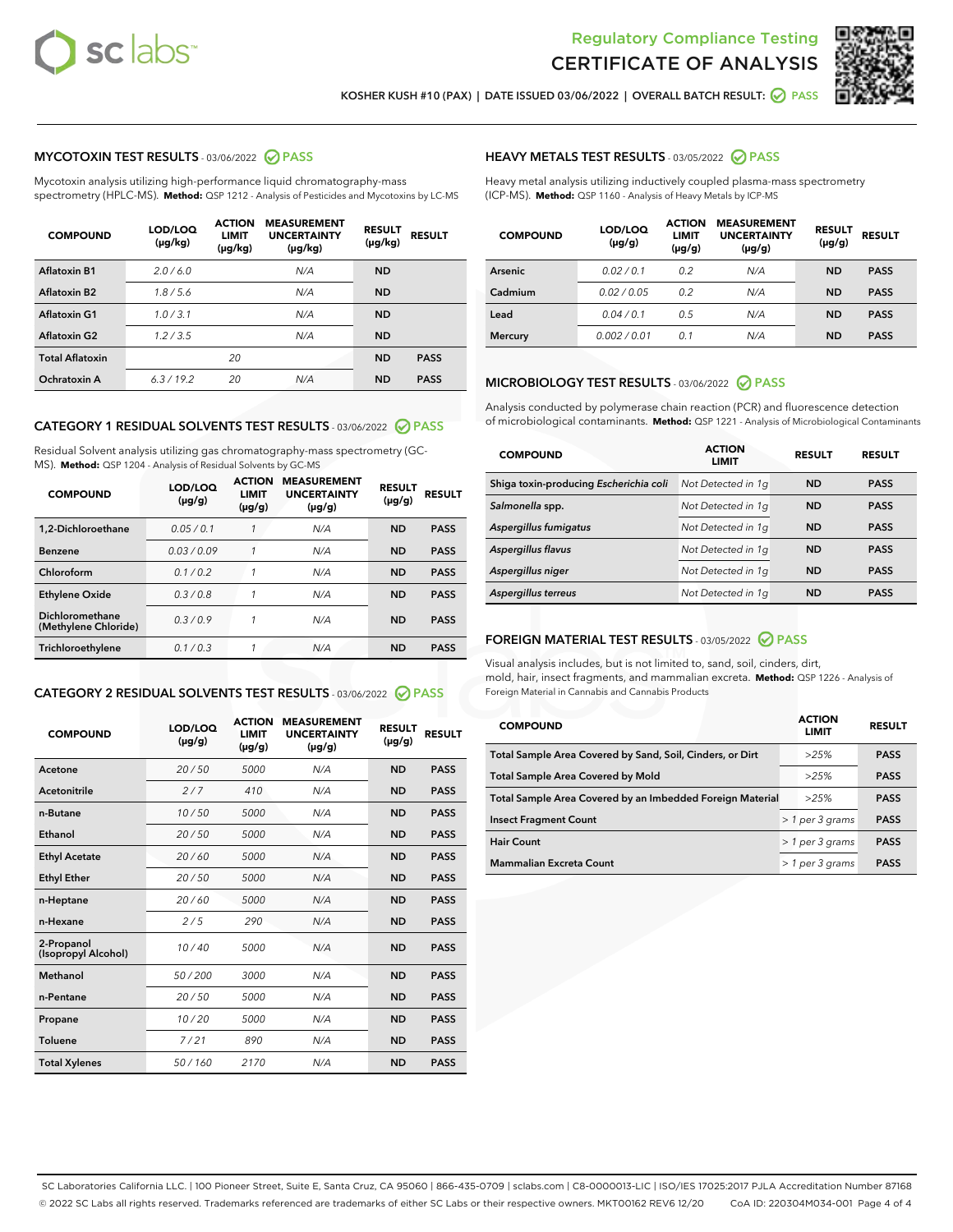Regulatory Compliance Testing
# CERTIFICATE OF ANALYSIS

KOSHER KUSH #10 (PAX) | DATE ISSUED 03/06/2022 | OVERALL BATCH RESULT: PASS

## MYCOTOXIN TEST RESULTS - 03/06/2022 PASS

Mycotoxin analysis utilizing high-performance liquid chromatography-mass spectrometry (HPLC-MS). **Method:** QSP 1212 - Analysis of Pesticides and Mycotoxins by LC-MS

| COMPOUND | LOD/LOQ (μg/kg) | ACTION LIMIT (μg/kg) | MEASUREMENT UNCERTAINTY (μg/kg) | RESULT (μg/kg) | RESULT |
|---|---|---|---|---|---|
| Aflatoxin B1 | 2.0 / 6.0 | | N/A | ND | |
| Aflatoxin B2 | 1.8 / 5.6 | | N/A | ND | |
| Aflatoxin G1 | 1.0 / 3.1 | | N/A | ND | |
| Aflatoxin G2 | 1.2 / 3.5 | | N/A | ND | |
| Total Aflatoxin | | 20 | | ND | PASS |
| Ochratoxin A | 6.3 / 19.2 | 20 | N/A | ND | PASS |

## CATEGORY 1 RESIDUAL SOLVENTS TEST RESULTS - 03/06/2022 PASS

Residual Solvent analysis utilizing gas chromatography-mass spectrometry (GC-MS). **Method:** QSP 1204 - Analysis of Residual Solvents by GC-MS

| COMPOUND | LOD/LOQ (μg/g) | ACTION LIMIT (μg/g) | MEASUREMENT UNCERTAINTY (μg/g) | RESULT (μg/g) | RESULT |
|---|---|---|---|---|---|
| 1,2-Dichloroethane | 0.05 / 0.1 | 1 | N/A | ND | PASS |
| Benzene | 0.03 / 0.09 | 1 | N/A | ND | PASS |
| Chloroform | 0.1 / 0.2 | 1 | N/A | ND | PASS |
| Ethylene Oxide | 0.3 / 0.8 | 1 | N/A | ND | PASS |
| Dichloromethane (Methylene Chloride) | 0.3 / 0.9 | 1 | N/A | ND | PASS |
| Trichloroethylene | 0.1 / 0.3 | 1 | N/A | ND | PASS |

## CATEGORY 2 RESIDUAL SOLVENTS TEST RESULTS - 03/06/2022 PASS

| COMPOUND | LOD/LOQ (μg/g) | ACTION LIMIT (μg/g) | MEASUREMENT UNCERTAINTY (μg/g) | RESULT (μg/g) | RESULT |
|---|---|---|---|---|---|
| Acetone | 20 / 50 | 5000 | N/A | ND | PASS |
| Acetonitrile | 2 / 7 | 410 | N/A | ND | PASS |
| n-Butane | 10 / 50 | 5000 | N/A | ND | PASS |
| Ethanol | 20 / 50 | 5000 | N/A | ND | PASS |
| Ethyl Acetate | 20 / 60 | 5000 | N/A | ND | PASS |
| Ethyl Ether | 20 / 50 | 5000 | N/A | ND | PASS |
| n-Heptane | 20 / 60 | 5000 | N/A | ND | PASS |
| n-Hexane | 2 / 5 | 290 | N/A | ND | PASS |
| 2-Propanol (Isopropyl Alcohol) | 10 / 40 | 5000 | N/A | ND | PASS |
| Methanol | 50 / 200 | 3000 | N/A | ND | PASS |
| n-Pentane | 20 / 50 | 5000 | N/A | ND | PASS |
| Propane | 10 / 20 | 5000 | N/A | ND | PASS |
| Toluene | 7 / 21 | 890 | N/A | ND | PASS |
| Total Xylenes | 50 / 160 | 2170 | N/A | ND | PASS |

## HEAVY METALS TEST RESULTS - 03/05/2022 PASS

Heavy metal analysis utilizing inductively coupled plasma-mass spectrometry (ICP-MS). **Method:** QSP 1160 - Analysis of Heavy Metals by ICP-MS

| COMPOUND | LOD/LOQ (μg/g) | ACTION LIMIT (μg/g) | MEASUREMENT UNCERTAINTY (μg/g) | RESULT (μg/g) | RESULT |
|---|---|---|---|---|---|
| Arsenic | 0.02 / 0.1 | 0.2 | N/A | ND | PASS |
| Cadmium | 0.02 / 0.05 | 0.2 | N/A | ND | PASS |
| Lead | 0.04 / 0.1 | 0.5 | N/A | ND | PASS |
| Mercury | 0.002 / 0.01 | 0.1 | N/A | ND | PASS |

## MICROBIOLOGY TEST RESULTS - 03/06/2022 PASS

Analysis conducted by polymerase chain reaction (PCR) and fluorescence detection of microbiological contaminants. **Method:** QSP 1221 - Analysis of Microbiological Contaminants

| COMPOUND | ACTION LIMIT | RESULT | RESULT |
|---|---|---|---|
| Shiga toxin-producing *Escherichia coli* | Not Detected in 1g | ND | PASS |
| *Salmonella* spp. | Not Detected in 1g | ND | PASS |
| *Aspergillus fumigatus* | Not Detected in 1g | ND | PASS |
| *Aspergillus flavus* | Not Detected in 1g | ND | PASS |
| *Aspergillus niger* | Not Detected in 1g | ND | PASS |
| *Aspergillus terreus* | Not Detected in 1g | ND | PASS |

## FOREIGN MATERIAL TEST RESULTS - 03/05/2022 PASS

Visual analysis includes, but is not limited to, sand, soil, cinders, dirt, mold, hair, insect fragments, and mammalian excreta. **Method:** QSP 1226 - Analysis of Foreign Material in Cannabis and Cannabis Products

| COMPOUND | ACTION LIMIT | RESULT |
|---|---|---|
| Total Sample Area Covered by Sand, Soil, Cinders, or Dirt | >25% | PASS |
| Total Sample Area Covered by Mold | >25% | PASS |
| Total Sample Area Covered by an Imbedded Foreign Material | >25% | PASS |
| Insect Fragment Count | > 1 per 3 grams | PASS |
| Hair Count | > 1 per 3 grams | PASS |
| Mammalian Excreta Count | > 1 per 3 grams | PASS |

SC Laboratories California LLC. | 100 Pioneer Street, Suite E, Santa Cruz, CA 95060 | 866-435-0709 | sclabs.com | C8-0000013-LIC | ISO/IES 17025:2017 PJLA Accreditation Number 87168
© 2022 SC Labs all rights reserved. Trademarks referenced are trademarks of either SC Labs or their respective owners. MKT00162 REV6 12/20 CoA ID: 220304M034-001